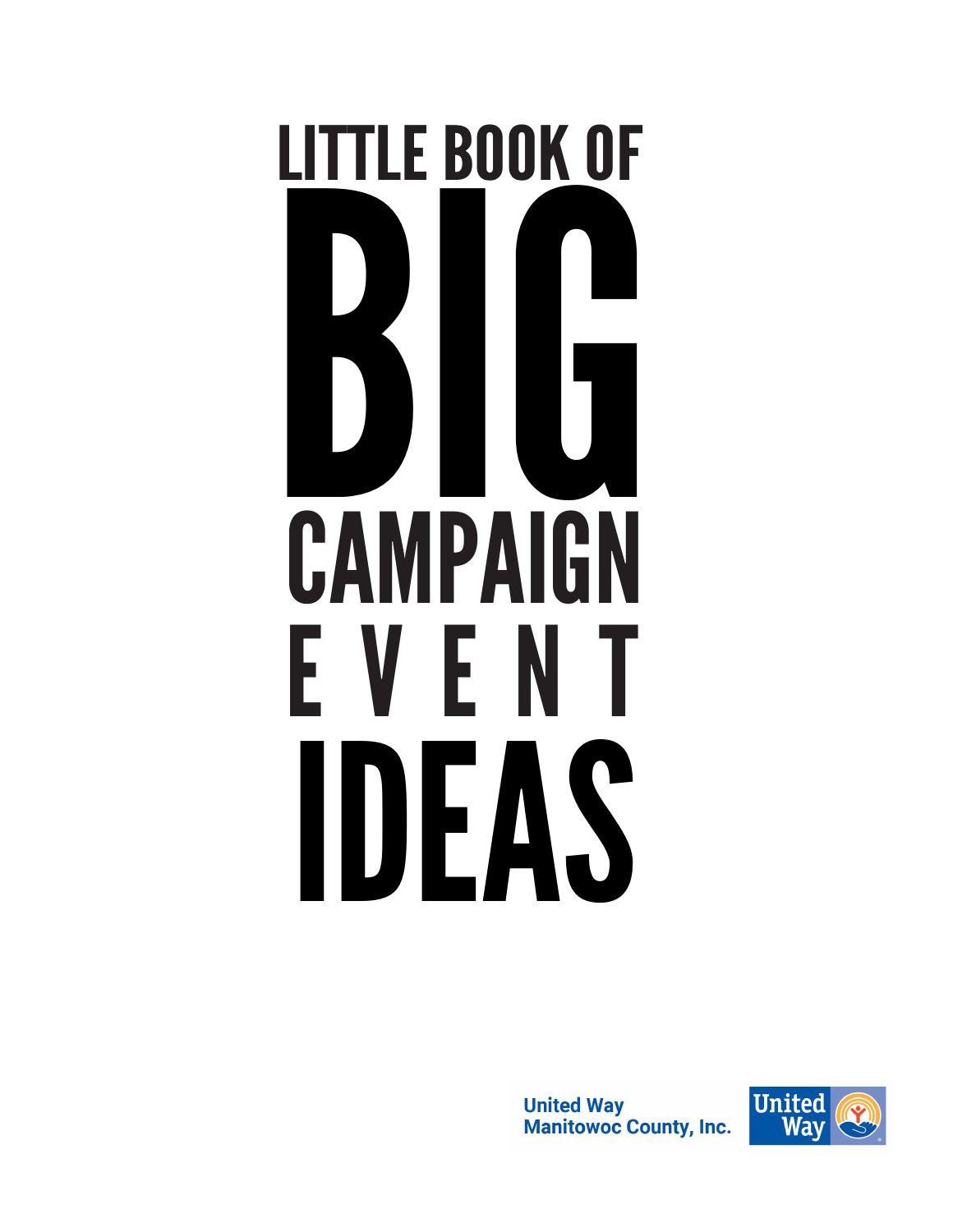# LITTLE BOOK OF BIG CAMPAIGN EVENT IDEAS

United Way
Manitowoc County, Inc.

United Way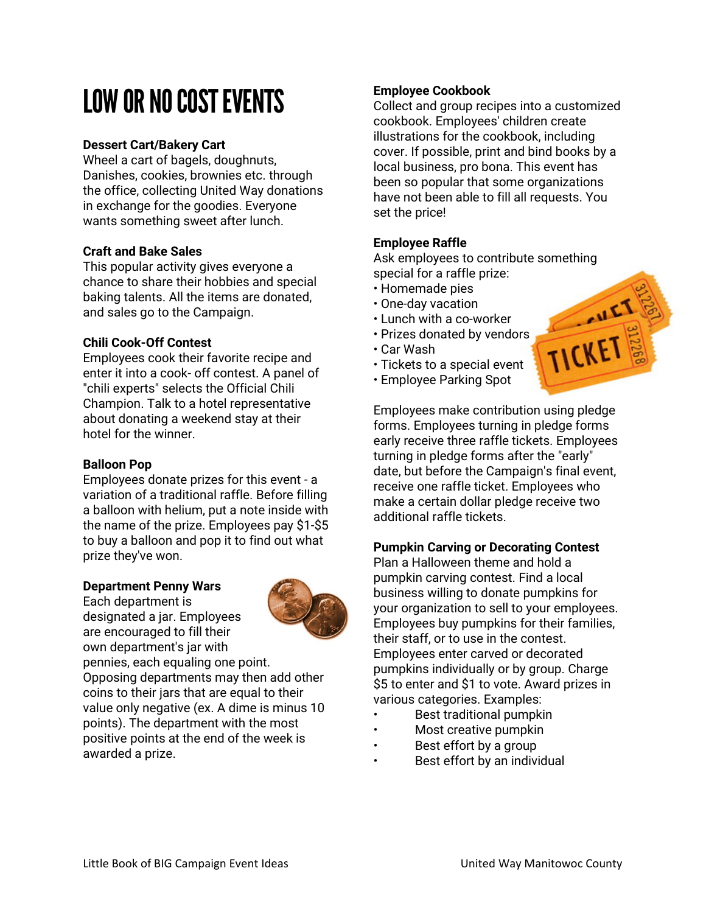# LOW OR NO COST EVENTS

**Dessert Cart/Bakery Cart**
Wheel a cart of bagels, doughnuts, Danishes, cookies, brownies etc. through the office, collecting United Way donations in exchange for the goodies. Everyone wants something sweet after lunch.

**Craft and Bake Sales**
This popular activity gives everyone a chance to share their hobbies and special baking talents. All the items are donated, and sales go to the Campaign.

**Chili Cook-Off Contest**
Employees cook their favorite recipe and enter it into a cook- off contest. A panel of "chili experts" selects the Official Chili Champion. Talk to a hotel representative about donating a weekend stay at their hotel for the winner.

**Balloon Pop**
Employees donate prizes for this event - a variation of a traditional raffle. Before filling a balloon with helium, put a note inside with the name of the prize. Employees pay $1-$5 to buy a balloon and pop it to find out what prize they've won.

**Department Penny Wars**
Each department is designated a jar. Employees are encouraged to fill their own department's jar with pennies, each equaling one point. Opposing departments may then add other coins to their jars that are equal to their value only negative (ex. A dime is minus 10 points). The department with the most positive points at the end of the week is awarded a prize.

**Employee Cookbook**
Collect and group recipes into a customized cookbook. Employees' children create illustrations for the cookbook, including cover. If possible, print and bind books by a local business, pro bona. This event has been so popular that some organizations have not been able to fill all requests. You set the price!

**Employee Raffle**
Ask employees to contribute something special for a raffle prize:

- Homemade pies
- One-day vacation
- Lunch with a co-worker
- Prizes donated by vendors
- Car Wash
- Tickets to a special event
- Employee Parking Spot

Employees make contribution using pledge forms. Employees turning in pledge forms early receive three raffle tickets. Employees turning in pledge forms after the "early" date, but before the Campaign's final event, receive one raffle ticket. Employees who make a certain dollar pledge receive two additional raffle tickets.

**Pumpkin Carving or Decorating Contest**
Plan a Halloween theme and hold a pumpkin carving contest. Find a local business willing to donate pumpkins for your organization to sell to your employees. Employees buy pumpkins for their families, their staff, or to use in the contest. Employees enter carved or decorated pumpkins individually or by group. Charge $5 to enter and $1 to vote. Award prizes in various categories. Examples:

- Best traditional pumpkin
- Most creative pumpkin
- Best effort by a group
- Best effort by an individual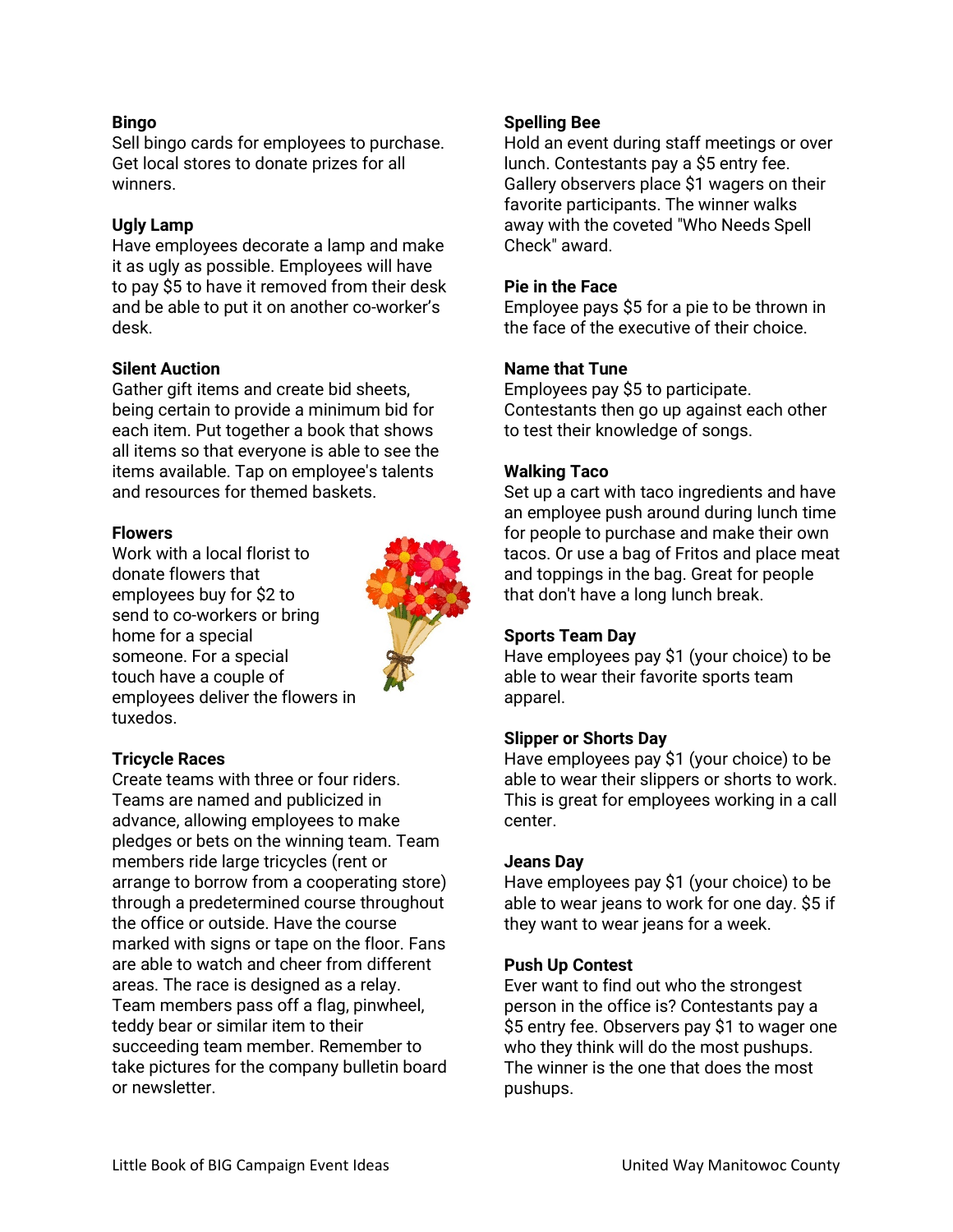**Bingo**
Sell bingo cards for employees to purchase. Get local stores to donate prizes for all winners.

**Ugly Lamp**
Have employees decorate a lamp and make it as ugly as possible. Employees will have to pay $5 to have it removed from their desk and be able to put it on another co-worker's desk.

**Silent Auction**
Gather gift items and create bid sheets, being certain to provide a minimum bid for each item. Put together a book that shows all items so that everyone is able to see the items available. Tap on employee's talents and resources for themed baskets.

**Flowers**
Work with a local florist to donate flowers that employees buy for $2 to send to co-workers or bring home for a special someone. For a special touch have a couple of employees deliver the flowers in tuxedos.

**Tricycle Races**
Create teams with three or four riders. Teams are named and publicized in advance, allowing employees to make pledges or bets on the winning team. Team members ride large tricycles (rent or arrange to borrow from a cooperating store) through a predetermined course throughout the office or outside. Have the course marked with signs or tape on the floor. Fans are able to watch and cheer from different areas. The race is designed as a relay. Team members pass off a flag, pinwheel, teddy bear or similar item to their succeeding team member. Remember to take pictures for the company bulletin board or newsletter.

**Spelling Bee**
Hold an event during staff meetings or over lunch. Contestants pay a $5 entry fee. Gallery observers place $1 wagers on their favorite participants. The winner walks away with the coveted "Who Needs Spell Check" award.

**Pie in the Face**
Employee pays $5 for a pie to be thrown in the face of the executive of their choice.

**Name that Tune**
Employees pay $5 to participate. Contestants then go up against each other to test their knowledge of songs.

**Walking Taco**
Set up a cart with taco ingredients and have an employee push around during lunch time for people to purchase and make their own tacos. Or use a bag of Fritos and place meat and toppings in the bag. Great for people that don't have a long lunch break.

**Sports Team Day**
Have employees pay $1 (your choice) to be able to wear their favorite sports team apparel.

**Slipper or Shorts Day**
Have employees pay $1 (your choice) to be able to wear their slippers or shorts to work. This is great for employees working in a call center.

**Jeans Day**
Have employees pay $1 (your choice) to be able to wear jeans to work for one day. $5 if they want to wear jeans for a week.

**Push Up Contest**
Ever want to find out who the strongest person in the office is? Contestants pay a $5 entry fee. Observers pay $1 to wager one who they think will do the most pushups. The winner is the one that does the most pushups.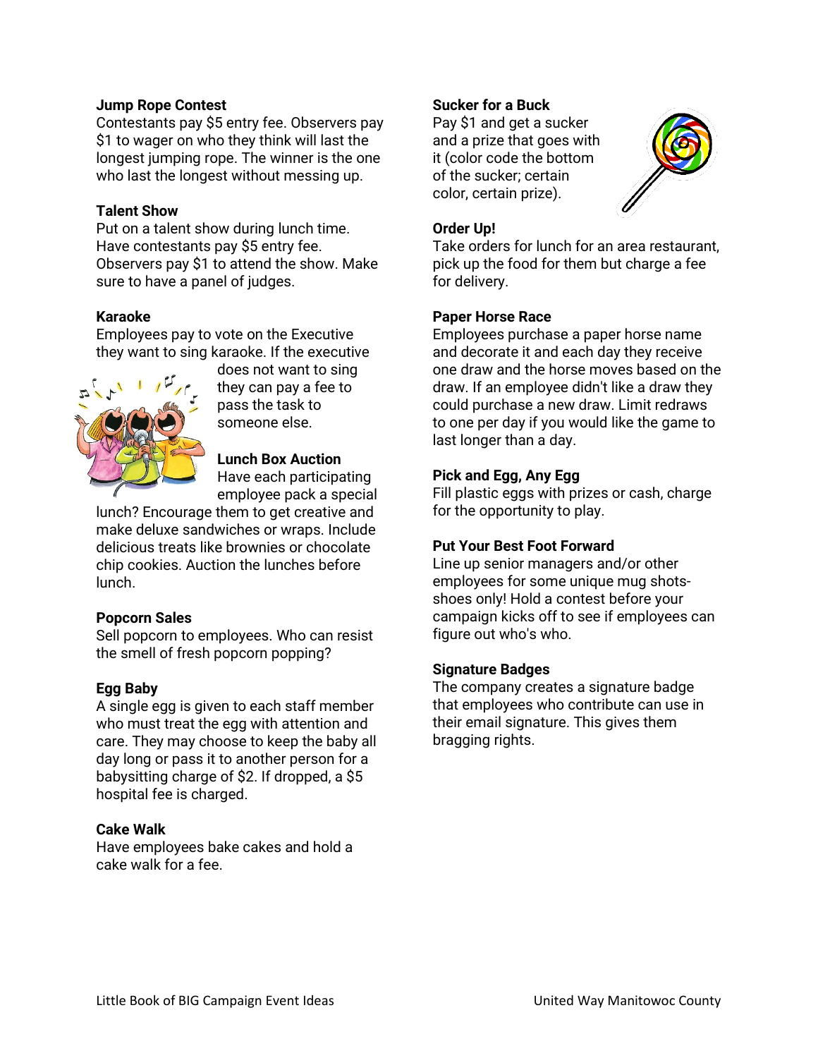**Jump Rope Contest**
Contestants pay $5 entry fee. Observers pay $1 to wager on who they think will last the longest jumping rope. The winner is the one who last the longest without messing up.

**Talent Show**
Put on a talent show during lunch time. Have contestants pay $5 entry fee. Observers pay $1 to attend the show. Make sure to have a panel of judges.

**Karaoke**
Employees pay to vote on the Executive they want to sing karaoke. If the executive does not want to sing they can pay a fee to pass the task to someone else.

**Lunch Box Auction**
Have each participating employee pack a special lunch? Encourage them to get creative and make deluxe sandwiches or wraps. Include delicious treats like brownies or chocolate chip cookies. Auction the lunches before lunch.

**Popcorn Sales**
Sell popcorn to employees. Who can resist the smell of fresh popcorn popping?

**Egg Baby**
A single egg is given to each staff member who must treat the egg with attention and care. They may choose to keep the baby all day long or pass it to another person for a babysitting charge of $2. If dropped, a $5 hospital fee is charged.

**Cake Walk**
Have employees bake cakes and hold a cake walk for a fee.

**Sucker for a Buck**
Pay $1 and get a sucker and a prize that goes with it (color code the bottom of the sucker; certain color, certain prize).

**Order Up!**
Take orders for lunch for an area restaurant, pick up the food for them but charge a fee for delivery.

**Paper Horse Race**
Employees purchase a paper horse name and decorate it and each day they receive one draw and the horse moves based on the draw. If an employee didn't like a draw they could purchase a new draw. Limit redraws to one per day if you would like the game to last longer than a day.

**Pick and Egg, Any Egg**
Fill plastic eggs with prizes or cash, charge for the opportunity to play.

**Put Your Best Foot Forward**
Line up senior managers and/or other employees for some unique mug shots-shoes only! Hold a contest before your campaign kicks off to see if employees can figure out who's who.

**Signature Badges**
The company creates a signature badge that employees who contribute can use in their email signature. This gives them bragging rights.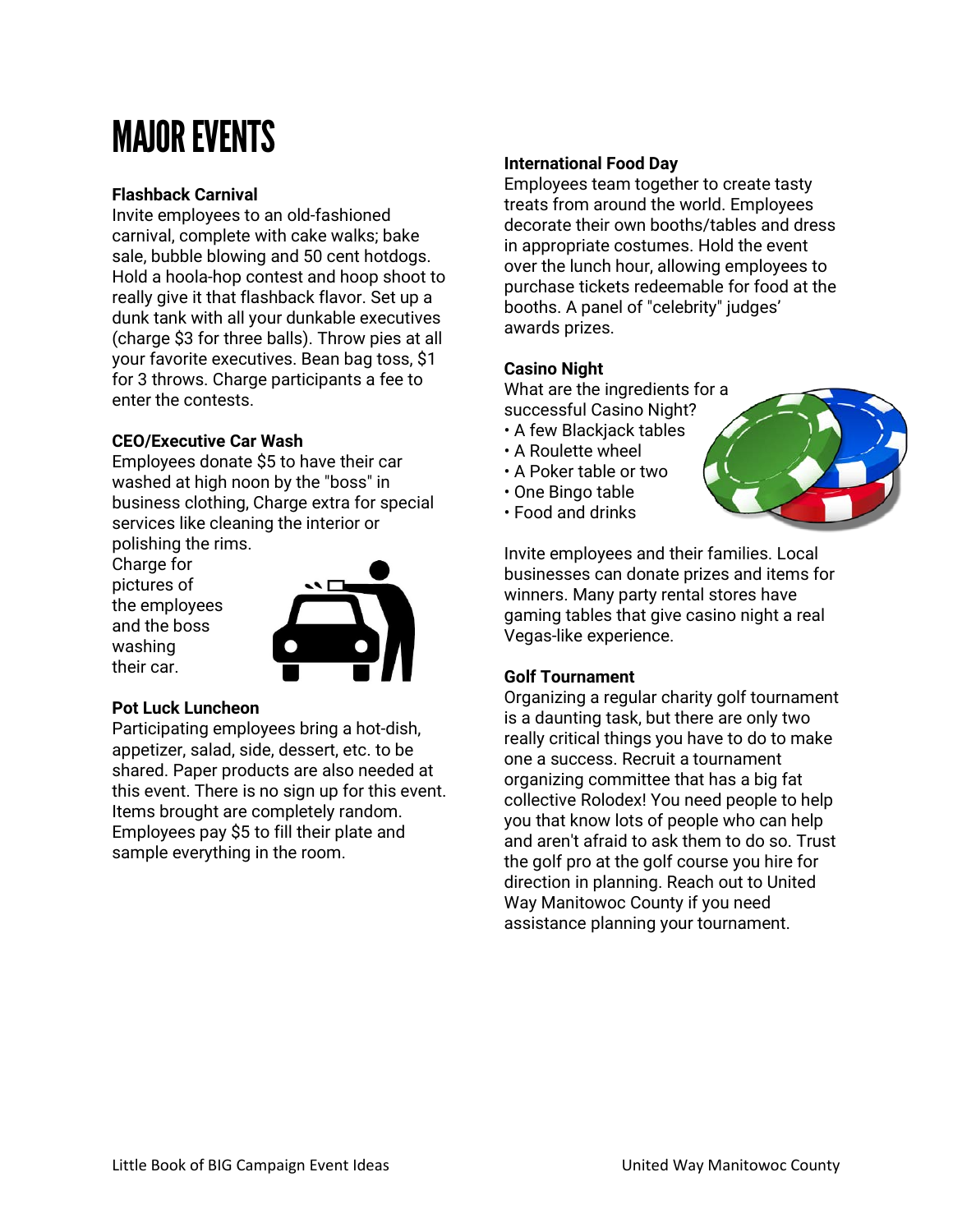# MAJOR EVENTS

**Flashback Carnival**
Invite employees to an old-fashioned carnival, complete with cake walks; bake sale, bubble blowing and 50 cent hotdogs. Hold a hoola-hop contest and hoop shoot to really give it that flashback flavor. Set up a dunk tank with all your dunkable executives (charge $3 for three balls). Throw pies at all your favorite executives. Bean bag toss, $1 for 3 throws. Charge participants a fee to enter the contests.

**CEO/Executive Car Wash**
Employees donate $5 to have their car washed at high noon by the "boss" in business clothing, Charge extra for special services like cleaning the interior or polishing the rims. Charge for pictures of the employees and the boss washing their car.

**Pot Luck Luncheon**
Participating employees bring a hot-dish, appetizer, salad, side, dessert, etc. to be shared. Paper products are also needed at this event. There is no sign up for this event. Items brought are completely random. Employees pay $5 to fill their plate and sample everything in the room.

**International Food Day**
Employees team together to create tasty treats from around the world. Employees decorate their own booths/tables and dress in appropriate costumes. Hold the event over the lunch hour, allowing employees to purchase tickets redeemable for food at the booths. A panel of "celebrity" judges' awards prizes.

**Casino Night**
What are the ingredients for a successful Casino Night?

- A few Blackjack tables
- A Roulette wheel
- A Poker table or two
- One Bingo table
- Food and drinks

Invite employees and their families. Local businesses can donate prizes and items for winners. Many party rental stores have gaming tables that give casino night a real Vegas-like experience.

**Golf Tournament**
Organizing a regular charity golf tournament is a daunting task, but there are only two really critical things you have to do to make one a success. Recruit a tournament organizing committee that has a big fat collective Rolodex! You need people to help you that know lots of people who can help and aren't afraid to ask them to do so. Trust the golf pro at the golf course you hire for direction in planning. Reach out to United Way Manitowoc County if you need assistance planning your tournament.